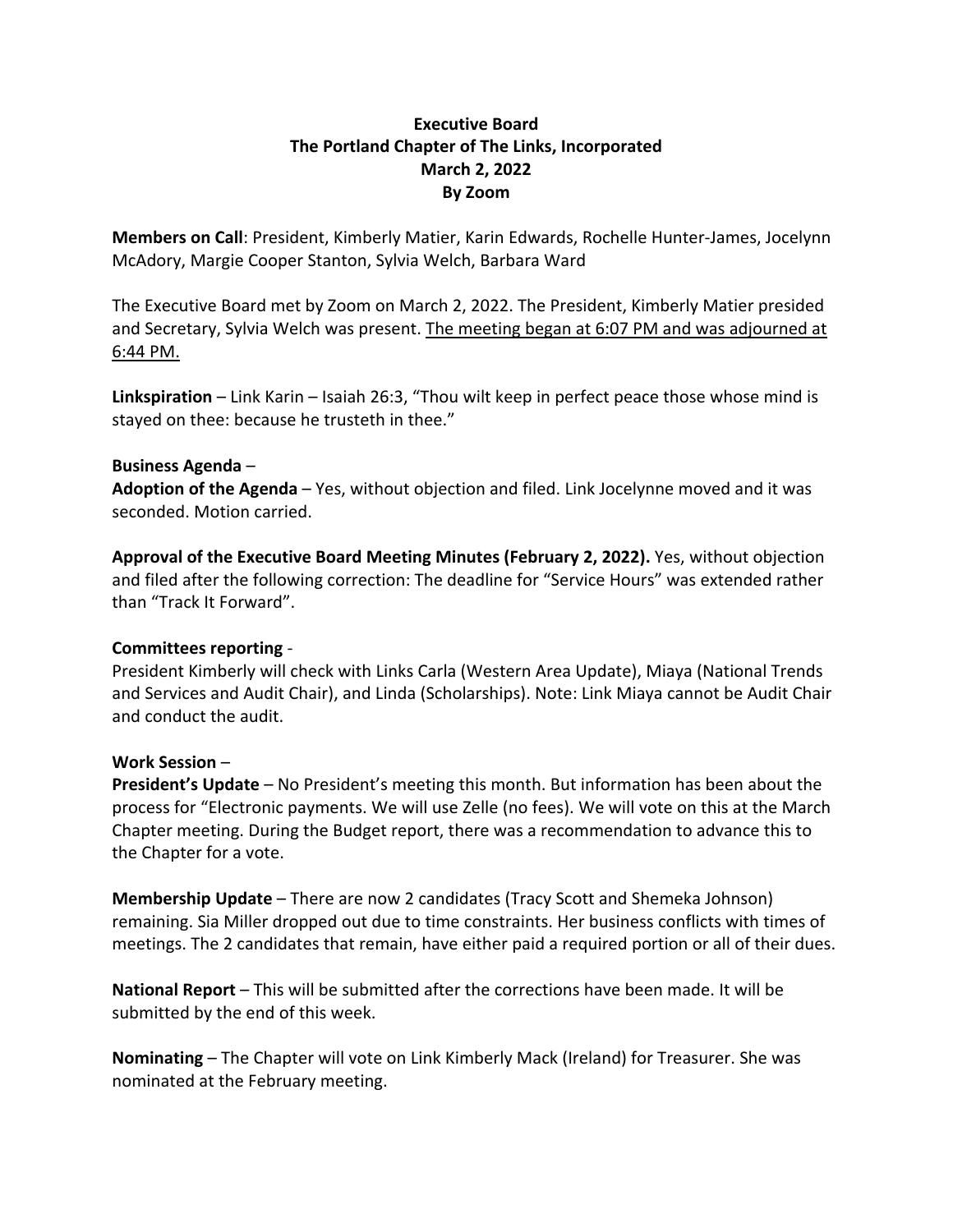**Executive Board**
**The Portland Chapter of The Links, Incorporated**
**March 2, 2022**
**By Zoom**

**Members on Call**: President, Kimberly Matier, Karin Edwards, Rochelle Hunter-James, Jocelynn McAdory, Margie Cooper Stanton, Sylvia Welch, Barbara Ward

The Executive Board met by Zoom on March 2, 2022. The President, Kimberly Matier presided and Secretary, Sylvia Welch was present. <u>The meeting began at 6:07 PM and was adjourned at 6:44 PM.</u>

**Linkspiration** – Link Karin – Isaiah 26:3, "Thou wilt keep in perfect peace those whose mind is stayed on thee: because he trusteth in thee."

**Business Agenda** –

**Adoption of the Agenda** – Yes, without objection and filed. Link Jocelynne moved and it was seconded. Motion carried.

**Approval of the Executive Board Meeting Minutes (February 2, 2022).** Yes, without objection and filed after the following correction: The deadline for "Service Hours" was extended rather than "Track It Forward".

**Committees reporting** -

President Kimberly will check with Links Carla (Western Area Update), Miaya (National Trends and Services and Audit Chair), and Linda (Scholarships). Note: Link Miaya cannot be Audit Chair and conduct the audit.

**Work Session** –

**President's Update** – No President's meeting this month. But information has been about the process for "Electronic payments. We will use Zelle (no fees). We will vote on this at the March Chapter meeting. During the Budget report, there was a recommendation to advance this to the Chapter for a vote.

**Membership Update** – There are now 2 candidates (Tracy Scott and Shemeka Johnson) remaining. Sia Miller dropped out due to time constraints. Her business conflicts with times of meetings. The 2 candidates that remain, have either paid a required portion or all of their dues.

**National Report** – This will be submitted after the corrections have been made. It will be submitted by the end of this week.

**Nominating** – The Chapter will vote on Link Kimberly Mack (Ireland) for Treasurer. She was nominated at the February meeting.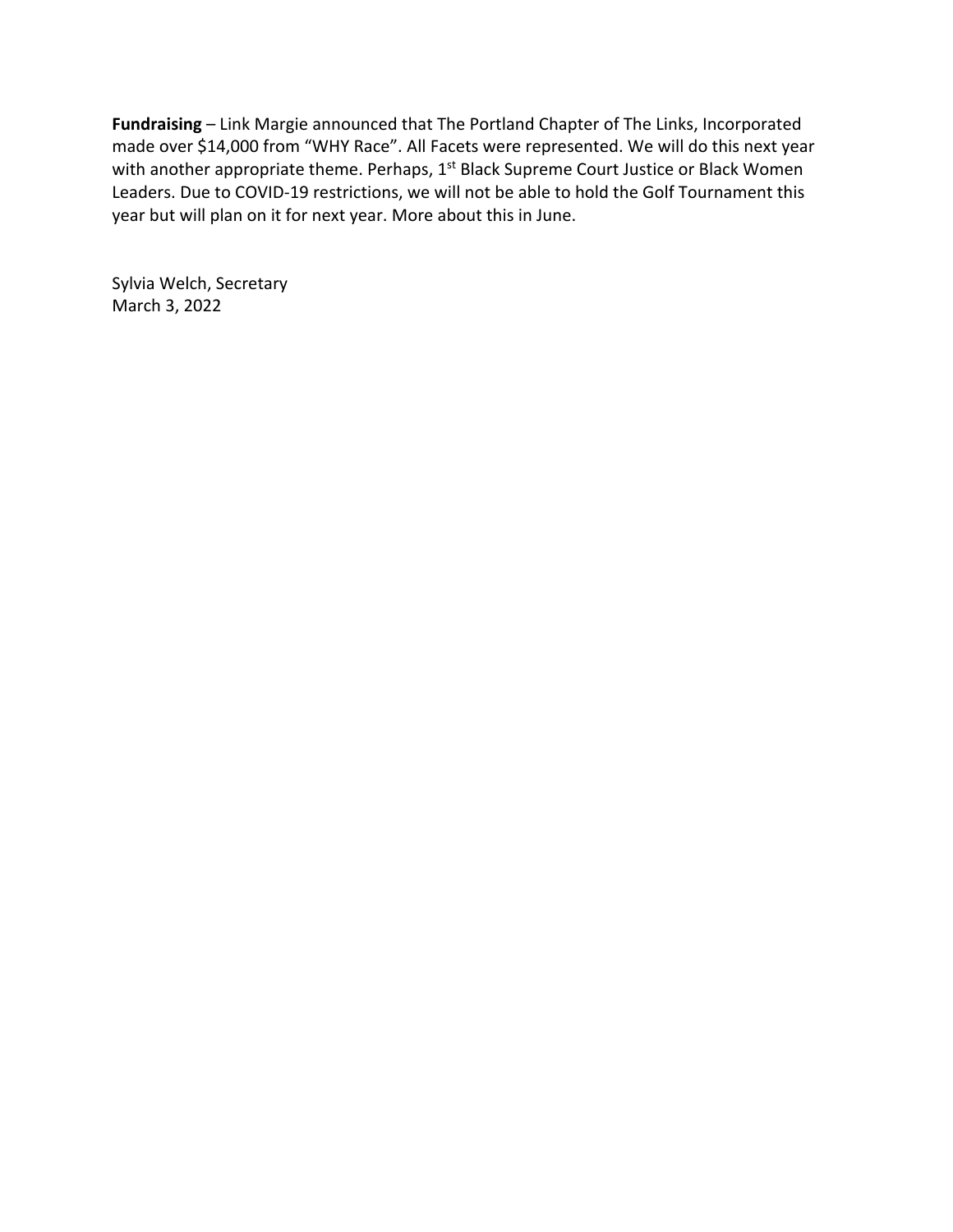**Fundraising** – Link Margie announced that The Portland Chapter of The Links, Incorporated made over $14,000 from "WHY Race". All Facets were represented. We will do this next year with another appropriate theme. Perhaps, 1st Black Supreme Court Justice or Black Women Leaders. Due to COVID-19 restrictions, we will not be able to hold the Golf Tournament this year but will plan on it for next year. More about this in June.

Sylvia Welch, Secretary
March 3, 2022